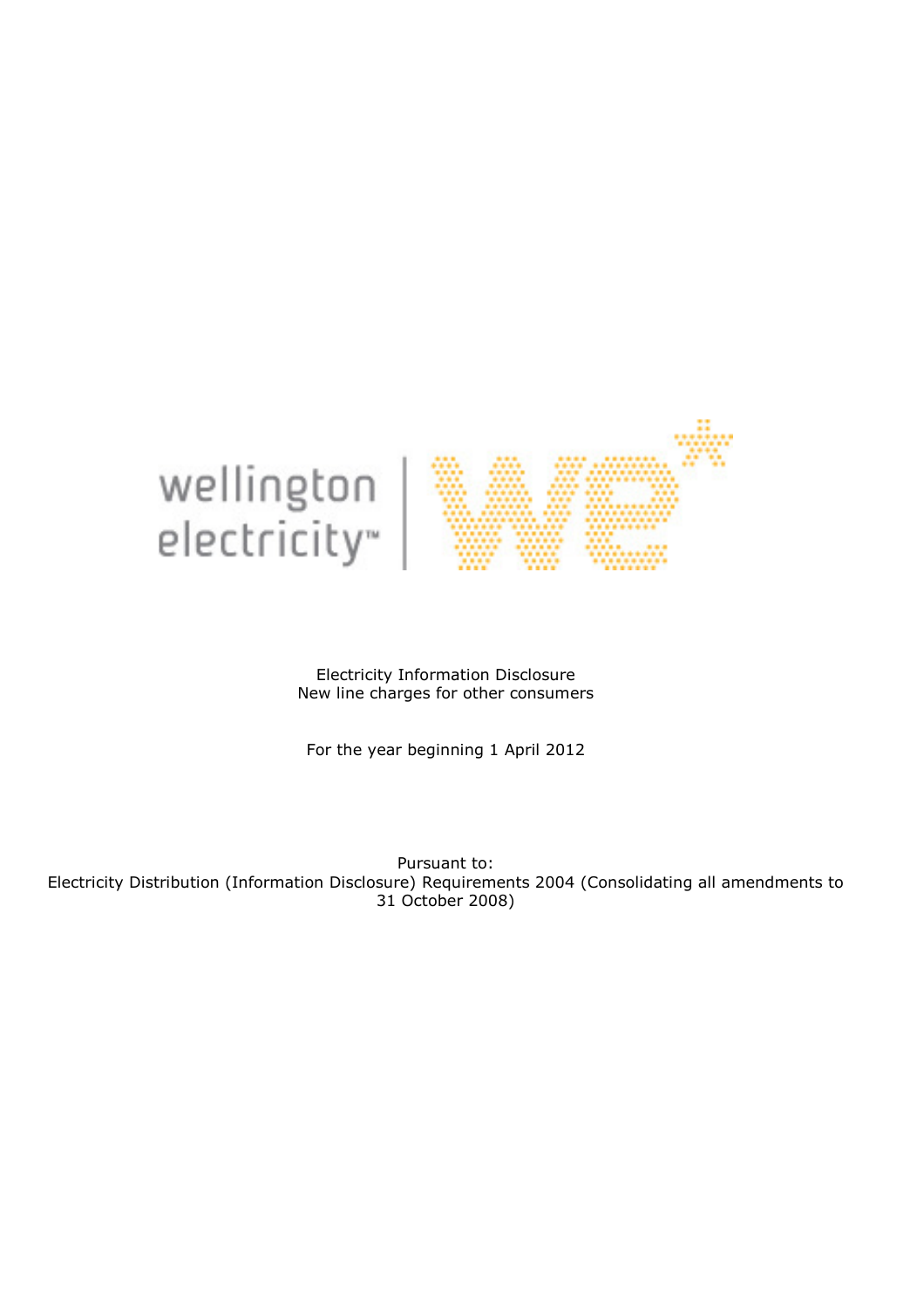wellington electricity™

Electricity Information Disclosure
New line charges for other consumers

For the year beginning 1 April 2012

Pursuant to:
Electricity Distribution (Information Disclosure) Requirements 2004 (Consolidating all amendments to 31 October 2008)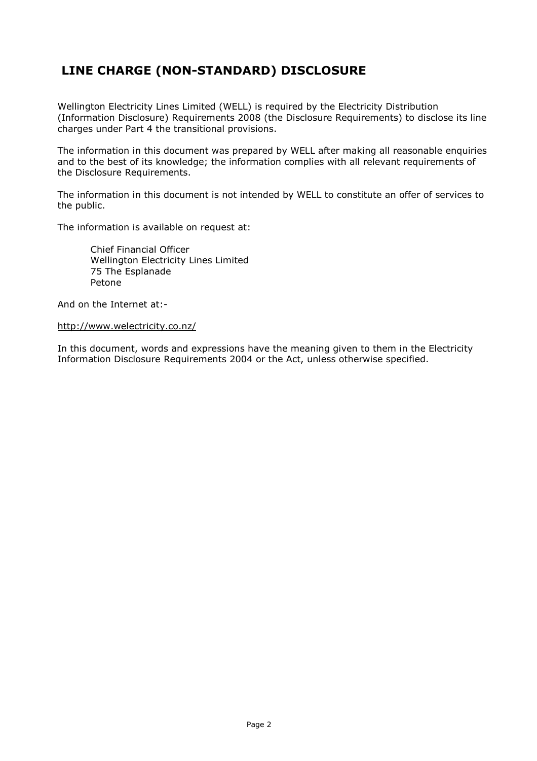# LINE CHARGE (NON-STANDARD) DISCLOSURE

Wellington Electricity Lines Limited (WELL) is required by the Electricity Distribution (Information Disclosure) Requirements 2008 (the Disclosure Requirements) to disclose its line charges under Part 4 the transitional provisions.

The information in this document was prepared by WELL after making all reasonable enquiries and to the best of its knowledge; the information complies with all relevant requirements of the Disclosure Requirements.

The information in this document is not intended by WELL to constitute an offer of services to the public.

The information is available on request at:

Chief Financial Officer  
Wellington Electricity Lines Limited  
75 The Esplanade  
Petone

And on the Internet at:-

http://www.welectricity.co.nz/

In this document, words and expressions have the meaning given to them in the Electricity Information Disclosure Requirements 2004 or the Act, unless otherwise specified.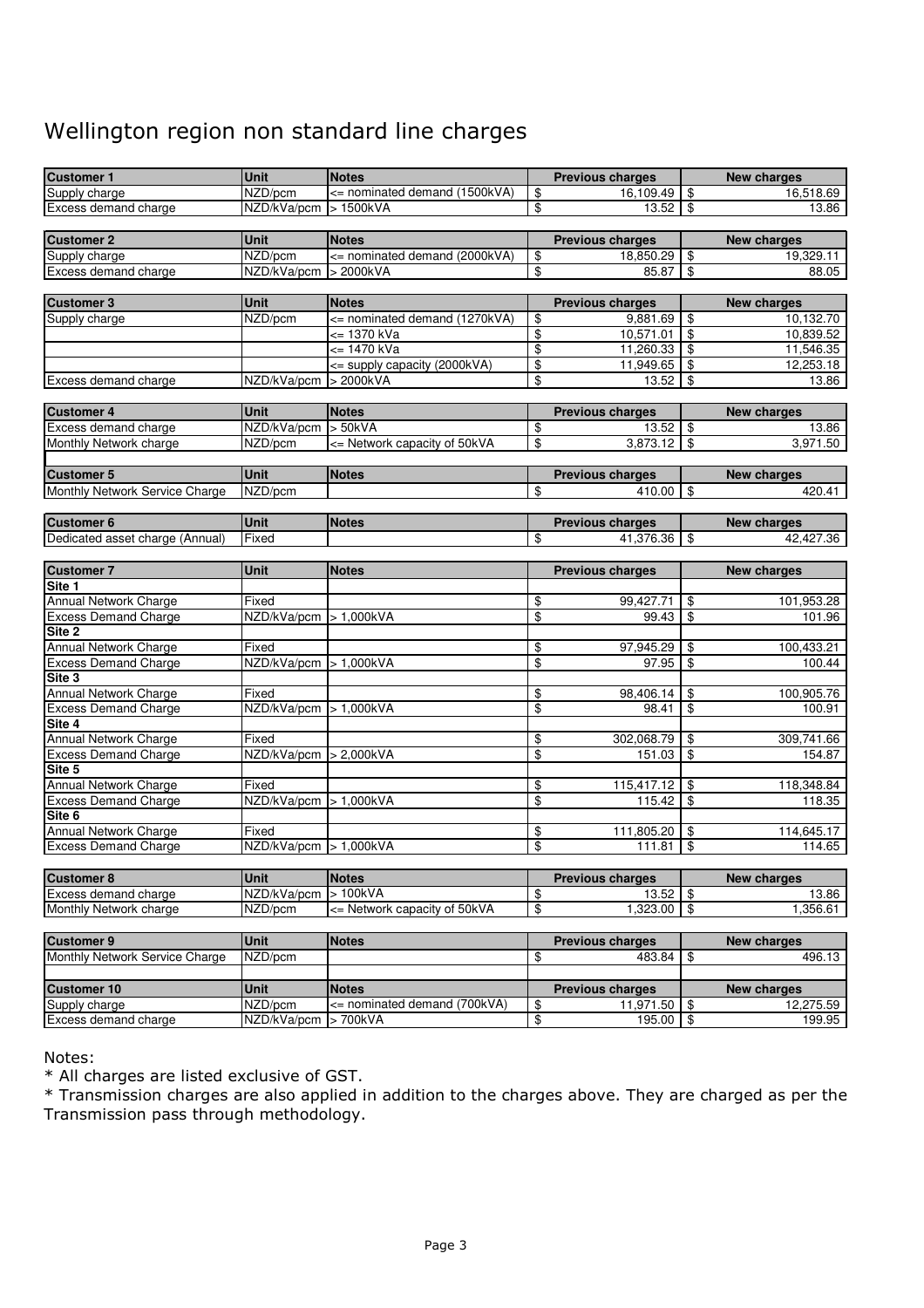# Wellington region non standard line charges

| Customer 1 | Unit | Notes | Previous charges | New charges |
|---|---|---|---|---|
| Supply charge | NZD/pcm | <= nominated demand (1500kVA) | $ 16,109.49 | $ 16,518.69 |
| Excess demand charge | NZD/kVa/pcm | > 1500kVA | $ 13.52 | $ 13.86 |

| Customer 2 | Unit | Notes | Previous charges | New charges |
|---|---|---|---|---|
| Supply charge | NZD/pcm | <= nominated demand (2000kVA) | $ 18,850.29 | $ 19,329.11 |
| Excess demand charge | NZD/kVa/pcm | > 2000kVA | $ 85.87 | $ 88.05 |

| Customer 3 | Unit | Notes | Previous charges | New charges |
|---|---|---|---|---|
| Supply charge | NZD/pcm | <= nominated demand (1270kVA) | $ 9,881.69 | $ 10,132.70 |
| | | <= 1370 kVa | $ 10,571.01 | $ 10,839.52 |
| | | <= 1470 kVa | $ 11,260.33 | $ 11,546.35 |
| | | <= supply capacity (2000kVA) | $ 11,949.65 | $ 12,253.18 |
| Excess demand charge | NZD/kVa/pcm | > 2000kVA | $ 13.52 | $ 13.86 |

| Customer 4 | Unit | Notes | Previous charges | New charges |
|---|---|---|---|---|
| Excess demand charge | NZD/kVa/pcm | > 50kVA | $ 13.52 | $ 13.86 |
| Monthly Network charge | NZD/pcm | <= Network capacity of 50kVA | $ 3,873.12 | $ 3,971.50 |

| Customer 5 | Unit | Notes | Previous charges | New charges |
|---|---|---|---|---|
| Monthly Network Service Charge | NZD/pcm | | $ 410.00 | $ 420.41 |

| Customer 6 | Unit | Notes | Previous charges | New charges |
|---|---|---|---|---|
| Dedicated asset charge (Annual) | Fixed | | $ 41,376.36 | $ 42,427.36 |

| Customer 7 | Unit | Notes | Previous charges | New charges |
|---|---|---|---|---|
| **Site 1** | | | | |
| Annual Network Charge | Fixed | | $ 99,427.71 | $ 101,953.28 |
| Excess Demand Charge | NZD/kVa/pcm | > 1,000kVA | $ 99.43 | $ 101.96 |
| **Site 2** | | | | |
| Annual Network Charge | Fixed | | $ 97,945.29 | $ 100,433.21 |
| Excess Demand Charge | NZD/kVa/pcm | > 1,000kVA | $ 97.95 | $ 100.44 |
| **Site 3** | | | | |
| Annual Network Charge | Fixed | | $ 98,406.14 | $ 100,905.76 |
| Excess Demand Charge | NZD/kVa/pcm | > 1,000kVA | $ 98.41 | $ 100.91 |
| **Site 4** | | | | |
| Annual Network Charge | Fixed | | $ 302,068.79 | $ 309,741.66 |
| Excess Demand Charge | NZD/kVa/pcm | > 2,000kVA | $ 151.03 | $ 154.87 |
| **Site 5** | | | | |
| Annual Network Charge | Fixed | | $ 115,417.12 | $ 118,348.84 |
| Excess Demand Charge | NZD/kVa/pcm | > 1,000kVA | $ 115.42 | $ 118.35 |
| **Site 6** | | | | |
| Annual Network Charge | Fixed | | $ 111,805.20 | $ 114,645.17 |
| Excess Demand Charge | NZD/kVa/pcm | > 1,000kVA | $ 111.81 | $ 114.65 |

| Customer 8 | Unit | Notes | Previous charges | New charges |
|---|---|---|---|---|
| Excess demand charge | NZD/kVa/pcm | > 100kVA | $ 13.52 | $ 13.86 |
| Monthly Network charge | NZD/pcm | <= Network capacity of 50kVA | $ 1,323.00 | $ 1,356.61 |

| Customer 9 | Unit | Notes | Previous charges | New charges |
|---|---|---|---|---|
| Monthly Network Service Charge | NZD/pcm | | $ 483.84 | $ 496.13 |

| Customer 10 | Unit | Notes | Previous charges | New charges |
|---|---|---|---|---|
| Supply charge | NZD/pcm | <= nominated demand (700kVA) | $ 11,971.50 | $ 12,275.59 |
| Excess demand charge | NZD/kVa/pcm | > 700kVA | $ 195.00 | $ 199.95 |

Notes:

* All charges are listed exclusive of GST.
* Transmission charges are also applied in addition to the charges above. They are charged as per the Transmission pass through methodology.